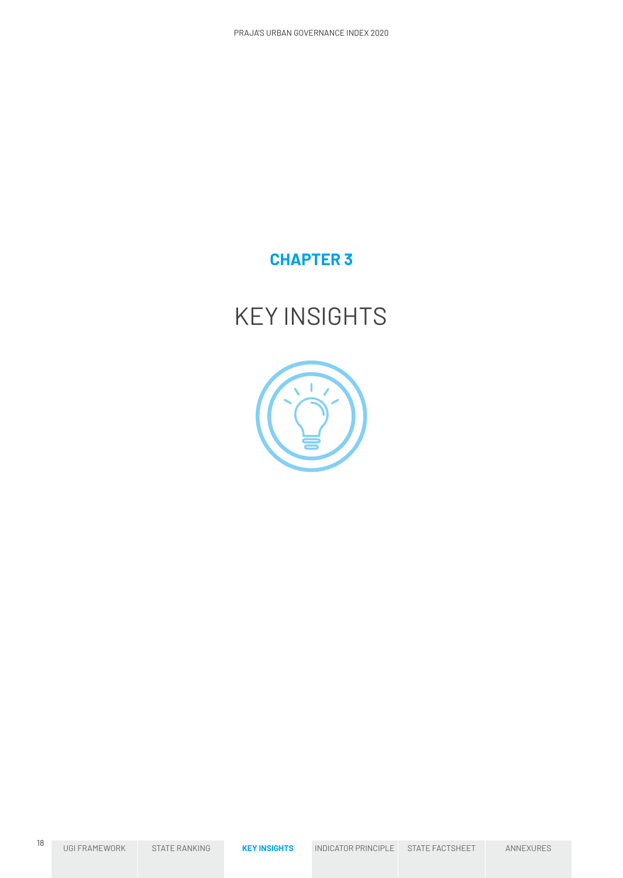**CHAPTER 3**

# KEY INSIGHTS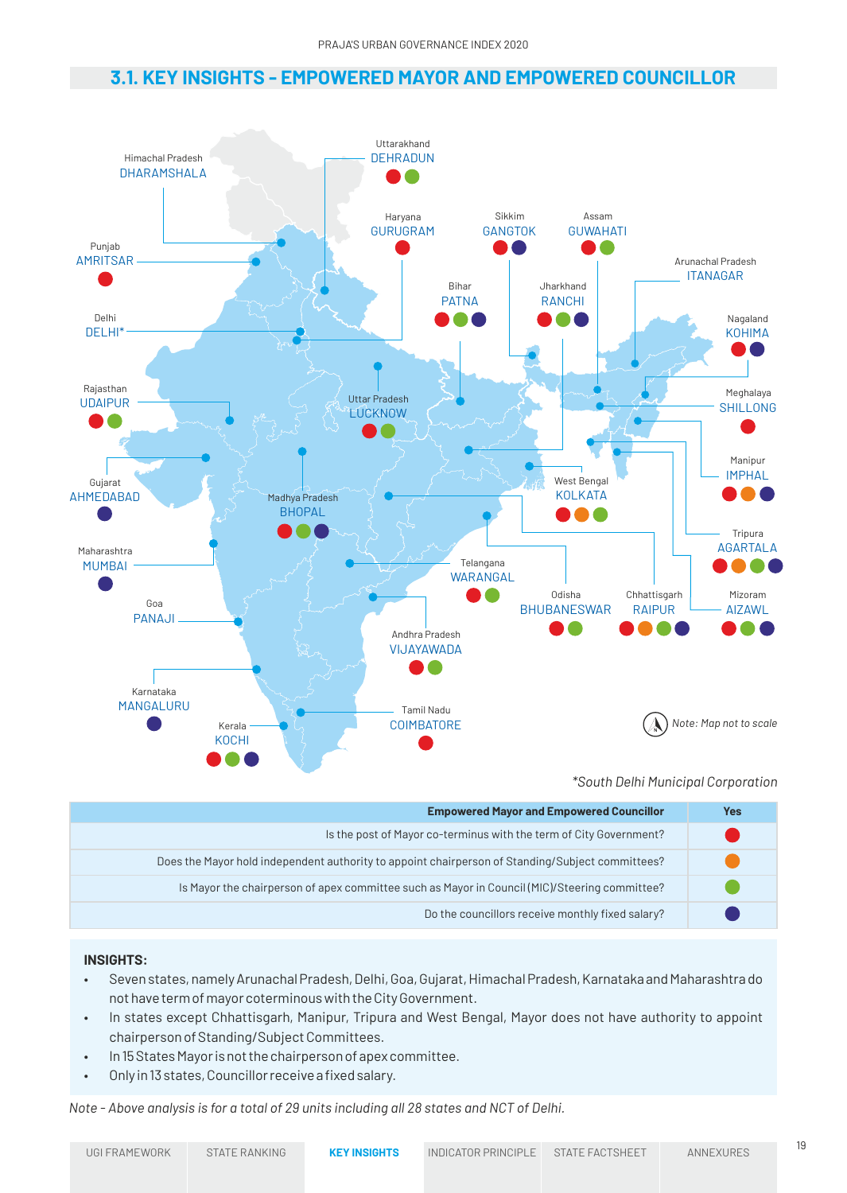## 3.1. KEY INSIGHTS - EMPOWERED MAYOR AND EMPOWERED COUNCILLOR

| State | City | Co-terminus Mayor (Red) | Appoint chairperson (Orange) | Chairperson of apex committee (Green) | Councillor salary (Blue) |
|---|---|---|---|---|---|
| Himachal Pradesh | DHARAMSHALA | | | | |
| Uttarakhand | DEHRADUN | ● | | ● | |
| Punjab | AMRITSAR | ● | | | |
| Haryana | GURUGRAM | ● | | | |
| Sikkim | GANGTOK | ● | | | ● |
| Assam | GUWAHATI | ● | | ● | |
| Arunachal Pradesh | ITANAGAR | | | | |
| Delhi | DELHI* | | | | |
| Bihar | PATNA | ● | | ● | ● |
| Jharkhand | RANCHI | ● | | ● | ● |
| Nagaland | KOHIMA | ● | | | ● |
| Rajasthan | UDAIPUR | ● | | ● | |
| Uttar Pradesh | LUCKNOW | ● | | ● | |
| Meghalaya | SHILLONG | ● | | | |
| Gujarat | AHMEDABAD | | | | ● |
| Madhya Pradesh | BHOPAL | ● | | ● | ● |
| West Bengal | KOLKATA | ● | ● | ● | |
| Manipur | IMPHAL | ● | ● | | ● |
| Maharashtra | MUMBAI | | | | ● |
| Tripura | AGARTALA | ● | ● | ● | ● |
| Goa | PANAJI | | | | |
| Telangana | WARANGAL | ● | | ● | |
| Odisha | BHUBANESWAR | ● | | ● | |
| Chhattisgarh | RAIPUR | ● | ● | ● | ● |
| Mizoram | AIZAWL | ● | | ● | ● |
| Andhra Pradesh | VIJAYAWADA | ● | | ● | |
| Karnataka | MANGALURU | | | | ● |
| Kerala | KOCHI | ● | | ● | ● |
| Tamil Nadu | COIMBATORE | ● | | | |

*South Delhi Municipal Corporation

*Note: Map not to scale*

| Empowered Mayor and Empowered Councillor | Yes |
|---|---|
| Is the post of Mayor co-terminus with the term of City Government? | Red |
| Does the Mayor hold independent authority to appoint chairperson of Standing/Subject committees? | Orange |
| Is Mayor the chairperson of apex committee such as Mayor in Council (MIC)/Steering committee? | Green |
| Do the councillors receive monthly fixed salary? | Blue |

**INSIGHTS:**

- Seven states, namely Arunachal Pradesh, Delhi, Goa, Gujarat, Himachal Pradesh, Karnataka and Maharashtra do not have term of mayor coterminous with the City Government.
- In states except Chhattisgarh, Manipur, Tripura and West Bengal, Mayor does not have authority to appoint chairperson of Standing/Subject Committees.
- In 15 States Mayor is not the chairperson of apex committee.
- Only in 13 states, Councillor receive a fixed salary.

*Note - Above analysis is for a total of 29 units including all 28 states and NCT of Delhi.*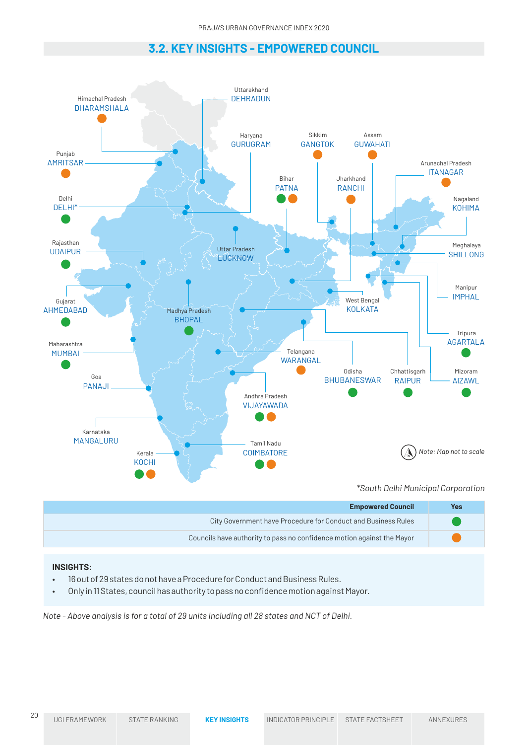## 3.2. KEY INSIGHTS - EMPOWERED COUNCIL

Himachal Pradesh DHARAMSHALA

Uttarakhand DEHRADUN

Haryana GURUGRAM

Sikkim GANGTOK

Assam GUWAHATI

Punjab AMRITSAR

Arunachal Pradesh ITANAGAR

Bihar PATNA

Jharkhand RANCHI

Delhi DELHI*

Nagaland KOHIMA

Rajasthan UDAIPUR

Uttar Pradesh LUCKNOW

Meghalaya SHILLONG

Gujarat AHMEDABAD

Madhya Pradesh BHOPAL

West Bengal KOLKATA

Manipur IMPHAL

Maharashtra MUMBAI

Telangana WARANGAL

Tripura AGARTALA

Goa PANAJI

Odisha BHUBANESWAR

Chhattisgarh RAIPUR

Mizoram AIZAWL

Andhra Pradesh VIJAYAWADA

Karnataka MANGALURU

Tamil Nadu COIMBATORE

Kerala KOCHI

*Note: Map not to scale*

*\*South Delhi Municipal Corporation*

| Empowered Council | Yes |
|---|---|
| City Government have Procedure for Conduct and Business Rules | 🟢 |
| Councils have authority to pass no confidence motion against the Mayor | 🟠 |

**INSIGHTS:**

- 16 out of 29 states do not have a Procedure for Conduct and Business Rules.
- Only in 11 States, council has authority to pass no confidence motion against Mayor.

*Note - Above analysis is for a total of 29 units including all 28 states and NCT of Delhi.*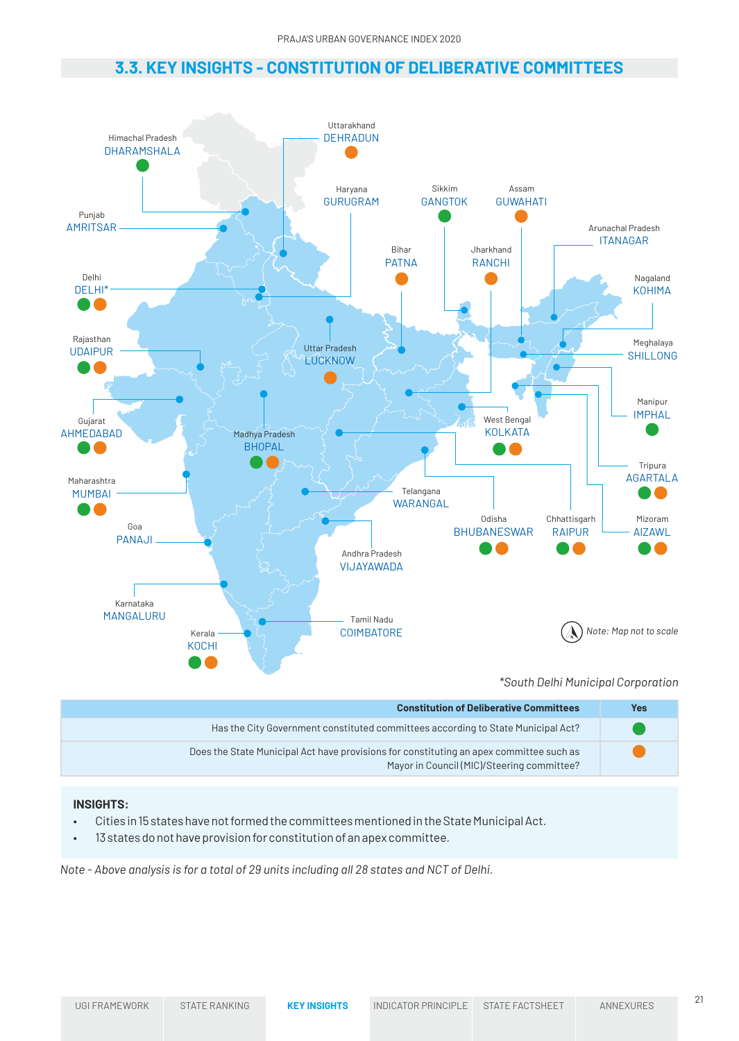## 3.3. KEY INSIGHTS - CONSTITUTION OF DELIBERATIVE COMMITTEES

| State | City | Constituted committees as per State Municipal Act | Provision for apex committee |
|---|---|---|---|
| Himachal Pradesh | DHARAMSHALA | ● | |
| Uttarakhand | DEHRADUN | | ● |
| Punjab | AMRITSAR | | |
| Haryana | GURUGRAM | | |
| Sikkim | GANGTOK | ● | |
| Assam | GUWAHATI | | ● |
| Arunachal Pradesh | ITANAGAR | | |
| Bihar | PATNA | | ● |
| Jharkhand | RANCHI | | ● |
| Delhi | DELHI* | ● | ● |
| Nagaland | KOHIMA | | |
| Rajasthan | UDAIPUR | ● | ● |
| Uttar Pradesh | LUCKNOW | | ● |
| Meghalaya | SHILLONG | | |
| Gujarat | AHMEDABAD | ● | ● |
| Madhya Pradesh | BHOPAL | ● | ● |
| Manipur | IMPHAL | ● | |
| West Bengal | KOLKATA | ● | ● |
| Maharashtra | MUMBAI | ● | ● |
| Tripura | AGARTALA | ● | ● |
| Telangana | WARANGAL | | |
| Goa | PANAJI | | |
| Odisha | BHUBANESWAR | ● | ● |
| Chhattisgarh | RAIPUR | ● | ● |
| Mizoram | AIZAWL | ● | ● |
| Andhra Pradesh | VIJAYAWADA | | |
| Karnataka | MANGALURU | | |
| Tamil Nadu | COIMBATORE | | |
| Kerala | KOCHI | ● | ● |

*Note: Map not to scale*

*South Delhi Municipal Corporation

| Constitution of Deliberative Committees | Yes |
|---|---|
| Has the City Government constituted committees according to State Municipal Act? | ● (green) |
| Does the State Municipal Act have provisions for constituting an apex committee such as Mayor in Council (MIC)/Steering committee? | ● (orange) |

**INSIGHTS:**

- Cities in 15 states have not formed the committees mentioned in the State Municipal Act.
- 13 states do not have provision for constitution of an apex committee.

*Note - Above analysis is for a total of 29 units including all 28 states and NCT of Delhi.*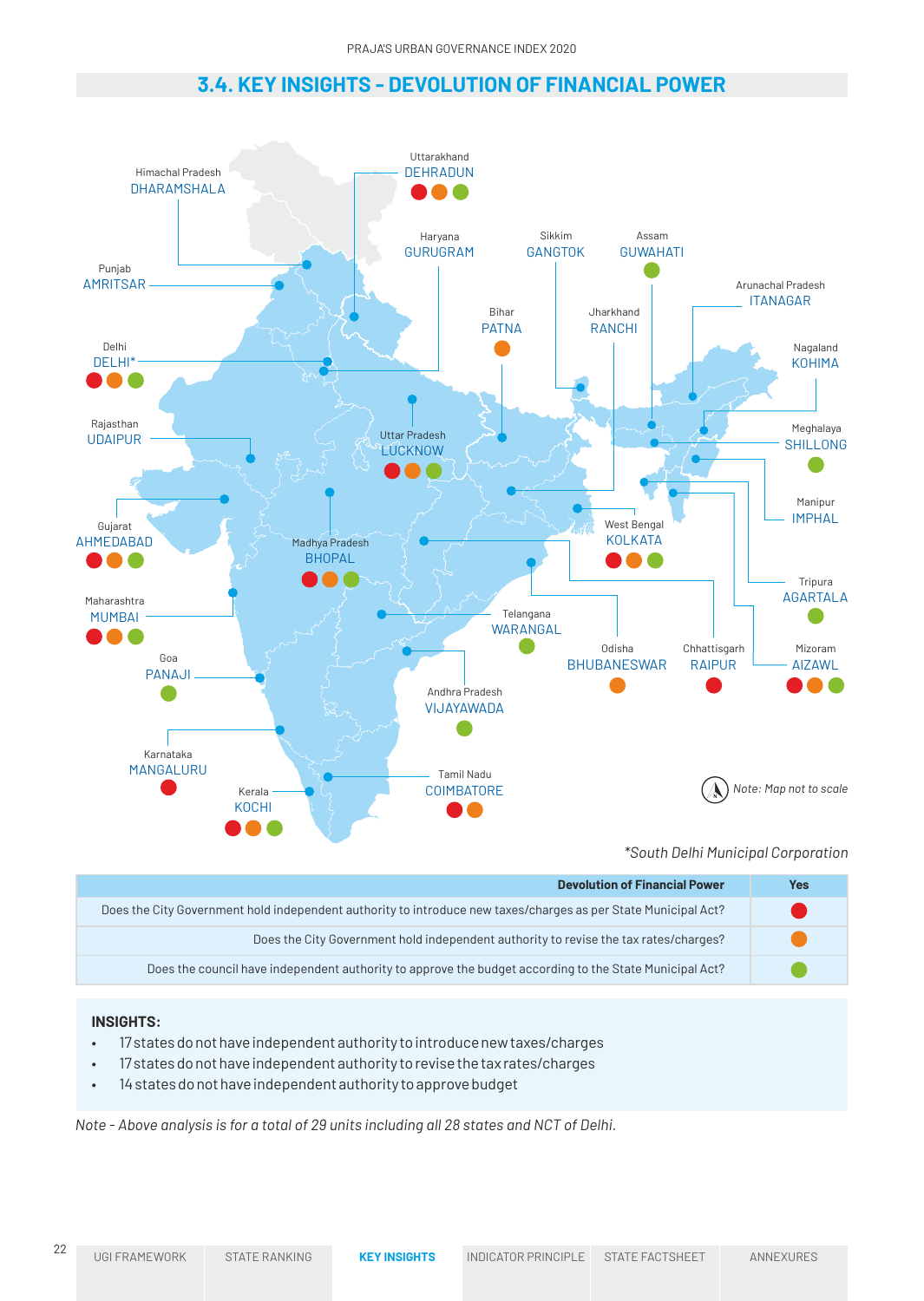## 3.4. KEY INSIGHTS - DEVOLUTION OF FINANCIAL POWER

Himachal Pradesh
DHARAMSHALA

Uttarakhand
DEHRADUN 🔴🟠🟢

Haryana
GURUGRAM

Sikkim
GANGTOK

Assam
GUWAHATI 🟢

Punjab
AMRITSAR

Arunachal Pradesh
ITANAGAR

Bihar
PATNA 🟠

Jharkhand
RANCHI

Delhi
DELHI* 🔴🟠🟢

Nagaland
KOHIMA

Rajasthan
UDAIPUR

Uttar Pradesh
LUCKNOW 🔴🟠🟢

Meghalaya
SHILLONG 🟢

Gujarat
AHMEDABAD 🔴🟠🟢

Madhya Pradesh
BHOPAL 🔴🟠🟢

Manipur
IMPHAL

West Bengal
KOLKATA 🔴🟠🟢

Maharashtra
MUMBAI 🔴🟠🟢

Tripura
AGARTALA 🟢

Telangana
WARANGAL 🟢

Goa
PANAJI 🟢

Odisha
BHUBANESWAR 🟠

Chhattisgarh
RAIPUR 🔴

Mizoram
AIZAWL 🔴🟠🟢

Andhra Pradesh
VIJAYAWADA 🟢

Karnataka
MANGALURU 🔴

Tamil Nadu
COIMBATORE 🔴🟠

Kerala
KOCHI 🔴🟠🟢

*Note: Map not to scale*

*\*South Delhi Municipal Corporation*

| Devolution of Financial Power | Yes |
|---|---|
| Does the City Government hold independent authority to introduce new taxes/charges as per State Municipal Act? | 🔴 |
| Does the City Government hold independent authority to revise the tax rates/charges? | 🟠 |
| Does the council have independent authority to approve the budget according to the State Municipal Act? | 🟢 |

**INSIGHTS:**

- 17 states do not have independent authority to introduce new taxes/charges
- 17 states do not have independent authority to revise the tax rates/charges
- 14 states do not have independent authority to approve budget

*Note - Above analysis is for a total of 29 units including all 28 states and NCT of Delhi.*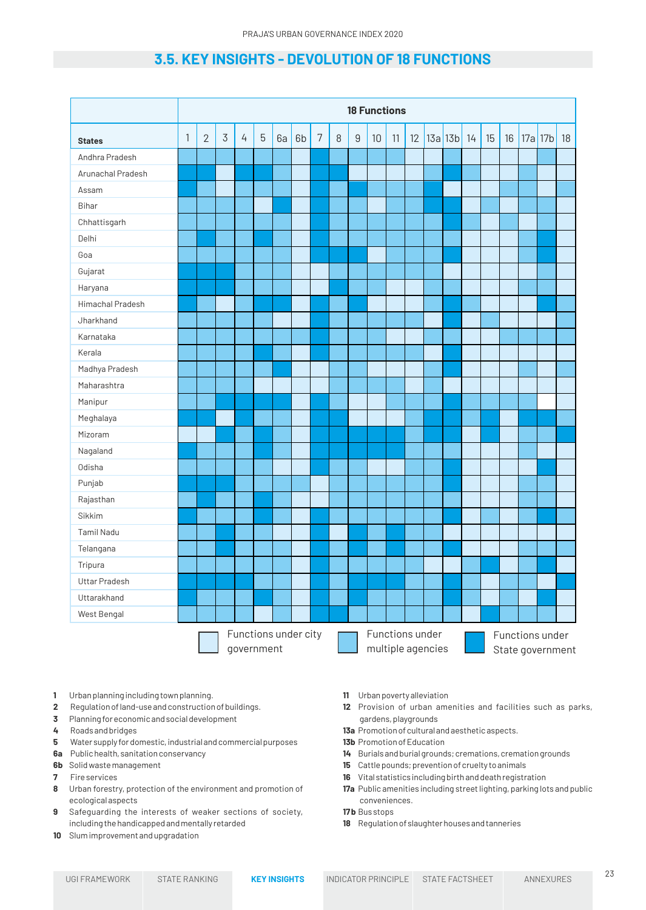# 3.5. KEY INSIGHTS - DEVOLUTION OF 18 FUNCTIONS

| States | 18 Functions | | | | | | | | | | | | | | | | | | | | |
|---|---|---|---|---|---|---|---|---|---|---|---|---|---|---|---|---|---|---|---|---|---|
| | 1 | 2 | 3 | 4 | 5 | 6a | 6b | 7 | 8 | 9 | 10 | 11 | 12 | 13a | 13b | 14 | 15 | 16 | 17a | 17b | 18 |
| Andhra Pradesh | | | | | | | | | | | | | | | | | | | | | |
| Arunachal Pradesh | | | | | | | | | | | | | | | | | | | | | |
| Assam | | | | | | | | | | | | | | | | | | | | | |
| Bihar | | | | | | | | | | | | | | | | | | | | | |
| Chhattisgarh | | | | | | | | | | | | | | | | | | | | | |
| Delhi | | | | | | | | | | | | | | | | | | | | | |
| Goa | | | | | | | | | | | | | | | | | | | | | |
| Gujarat | | | | | | | | | | | | | | | | | | | | | |
| Haryana | | | | | | | | | | | | | | | | | | | | | |
| Himachal Pradesh | | | | | | | | | | | | | | | | | | | | | |
| Jharkhand | | | | | | | | | | | | | | | | | | | | | |
| Karnataka | | | | | | | | | | | | | | | | | | | | | |
| Kerala | | | | | | | | | | | | | | | | | | | | | |
| Madhya Pradesh | | | | | | | | | | | | | | | | | | | | | |
| Maharashtra | | | | | | | | | | | | | | | | | | | | | |
| Manipur | | | | | | | | | | | | | | | | | | | | | |
| Meghalaya | | | | | | | | | | | | | | | | | | | | | |
| Mizoram | | | | | | | | | | | | | | | | | | | | | |
| Nagaland | | | | | | | | | | | | | | | | | | | | | |
| Odisha | | | | | | | | | | | | | | | | | | | | | |
| Punjab | | | | | | | | | | | | | | | | | | | | | |
| Rajasthan | | | | | | | | | | | | | | | | | | | | | |
| Sikkim | | | | | | | | | | | | | | | | | | | | | |
| Tamil Nadu | | | | | | | | | | | | | | | | | | | | | |
| Telangana | | | | | | | | | | | | | | | | | | | | | |
| Tripura | | | | | | | | | | | | | | | | | | | | | |
| Uttar Pradesh | | | | | | | | | | | | | | | | | | | | | |
| Uttarakhand | | | | | | | | | | | | | | | | | | | | | |
| West Bengal | | | | | | | | | | | | | | | | | | | | | |

Legend: Functions under city government | Functions under multiple agencies | Functions under State government

- **1** Urban planning including town planning.
- **2** Regulation of land-use and construction of buildings.
- **3** Planning for economic and social development
- **4** Roads and bridges
- **5** Water supply for domestic, industrial and commercial purposes
- **6a** Public health, sanitation conservancy
- **6b** Solid waste management
- **7** Fire services
- **8** Urban forestry, protection of the environment and promotion of ecological aspects
- **9** Safeguarding the interests of weaker sections of society, including the handicapped and mentally retarded
- **10** Slum improvement and upgradation
- **11** Urban poverty alleviation
- **12** Provision of urban amenities and facilities such as parks, gardens, playgrounds
- **13a** Promotion of cultural and aesthetic aspects.
- **13b** Promotion of Education
- **14** Burials and burial grounds; cremations, cremation grounds
- **15** Cattle pounds; prevention of cruelty to animals
- **16** Vital statistics including birth and death registration
- **17a** Public amenities including street lighting, parking lots and public conveniences.
- **17b** Bus stops
- **18** Regulation of slaughter houses and tanneries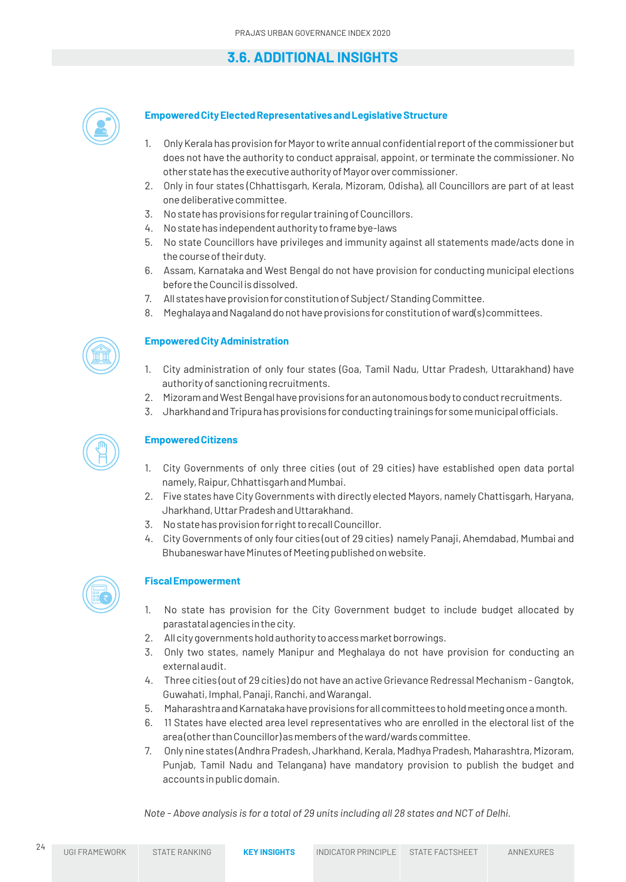## 3.6. ADDITIONAL INSIGHTS

### Empowered City Elected Representatives and Legislative Structure

1. Only Kerala has provision for Mayor to write annual confidential report of the commissioner but does not have the authority to conduct appraisal, appoint, or terminate the commissioner. No other state has the executive authority of Mayor over commissioner.
2. Only in four states (Chhattisgarh, Kerala, Mizoram, Odisha), all Councillors are part of at least one deliberative committee.
3. No state has provisions for regular training of Councillors.
4. No state has independent authority to frame bye-laws
5. No state Councillors have privileges and immunity against all statements made/acts done in the course of their duty.
6. Assam, Karnataka and West Bengal do not have provision for conducting municipal elections before the Council is dissolved.
7. All states have provision for constitution of Subject/ Standing Committee.
8. Meghalaya and Nagaland do not have provisions for constitution of ward(s) committees.

### Empowered City Administration

1. City administration of only four states (Goa, Tamil Nadu, Uttar Pradesh, Uttarakhand) have authority of sanctioning recruitments.
2. Mizoram and West Bengal have provisions for an autonomous body to conduct recruitments.
3. Jharkhand and Tripura has provisions for conducting trainings for some municipal officials.

### Empowered Citizens

1. City Governments of only three cities (out of 29 cities) have established open data portal namely, Raipur, Chhattisgarh and Mumbai.
2. Five states have City Governments with directly elected Mayors, namely Chattisgarh, Haryana, Jharkhand, Uttar Pradesh and Uttarakhand.
3. No state has provision for right to recall Councillor.
4. City Governments of only four cities (out of 29 cities) namely Panaji, Ahemdabad, Mumbai and Bhubaneswar have Minutes of Meeting published on website.

### Fiscal Empowerment

1. No state has provision for the City Government budget to include budget allocated by parastatal agencies in the city.
2. All city governments hold authority to access market borrowings.
3. Only two states, namely Manipur and Meghalaya do not have provision for conducting an external audit.
4. Three cities (out of 29 cities) do not have an active Grievance Redressal Mechanism - Gangtok, Guwahati, Imphal, Panaji, Ranchi, and Warangal.
5. Maharashtra and Karnataka have provisions for all committees to hold meeting once a month.
6. 11 States have elected area level representatives who are enrolled in the electoral list of the area (other than Councillor) as members of the ward/wards committee.
7. Only nine states (Andhra Pradesh, Jharkhand, Kerala, Madhya Pradesh, Maharashtra, Mizoram, Punjab, Tamil Nadu and Telangana) have mandatory provision to publish the budget and accounts in public domain.

*Note - Above analysis is for a total of 29 units including all 28 states and NCT of Delhi.*